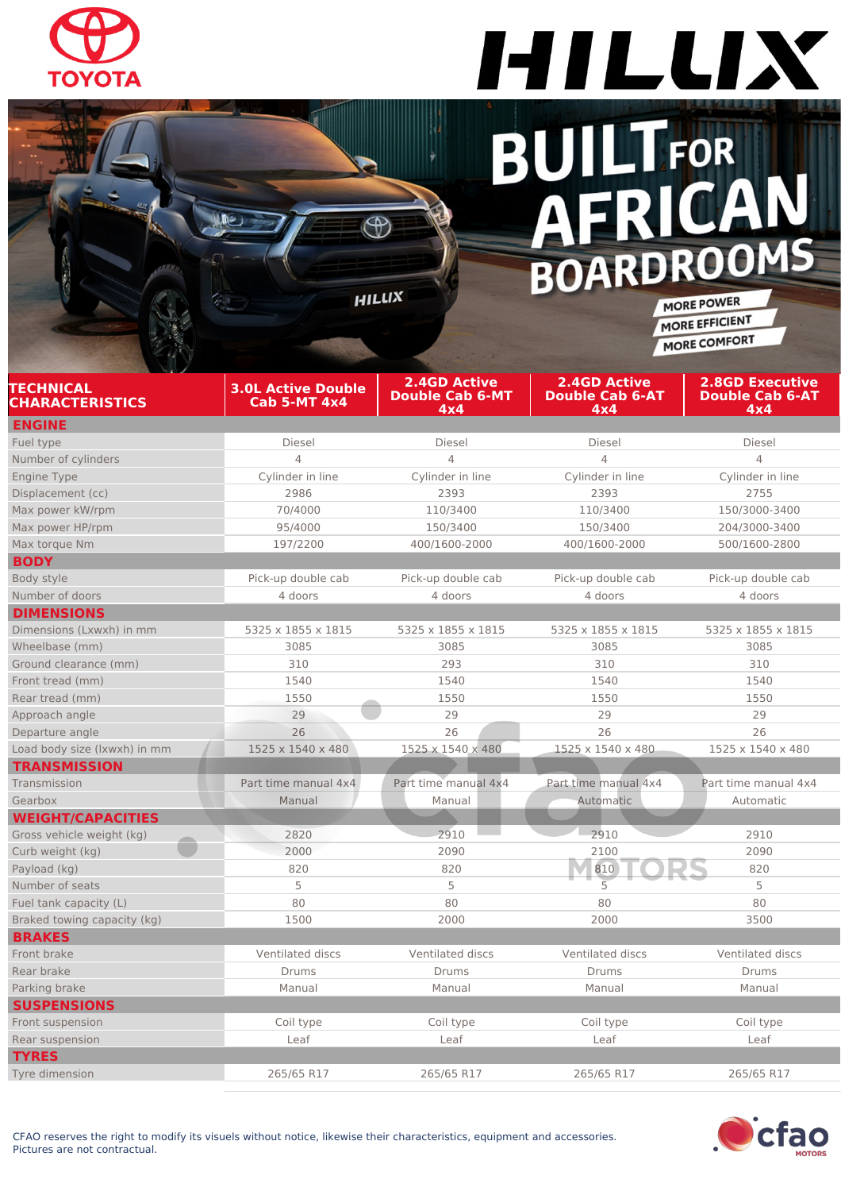# TOYOTA HILUX

## BUILT FOR AFRICAN BOARDROOMS

MORE POWER
MORE EFFICIENT
MORE COMFORT

| TECHNICAL CHARACTERISTICS | 3.0L Active Double Cab 5-MT 4x4 | 2.4GD Active Double Cab 6-MT 4x4 | 2.4GD Active Double Cab 6-AT 4x4 | 2.8GD Executive Double Cab 6-AT 4x4 |
|---|---|---|---|---|
| **ENGINE** | | | | |
| Fuel type | Diesel | Diesel | Diesel | Diesel |
| Number of cylinders | 4 | 4 | 4 | 4 |
| Engine Type | Cylinder in line | Cylinder in line | Cylinder in line | Cylinder in line |
| Displacement (cc) | 2986 | 2393 | 2393 | 2755 |
| Max power kW/rpm | 70/4000 | 110/3400 | 110/3400 | 150/3000-3400 |
| Max power HP/rpm | 95/4000 | 150/3400 | 150/3400 | 204/3000-3400 |
| Max torque Nm | 197/2200 | 400/1600-2000 | 400/1600-2000 | 500/1600-2800 |
| **BODY** | | | | |
| Body style | Pick-up double cab | Pick-up double cab | Pick-up double cab | Pick-up double cab |
| Number of doors | 4 doors | 4 doors | 4 doors | 4 doors |
| **DIMENSIONS** | | | | |
| Dimensions (Lxwxh) in mm | 5325 x 1855 x 1815 | 5325 x 1855 x 1815 | 5325 x 1855 x 1815 | 5325 x 1855 x 1815 |
| Wheelbase (mm) | 3085 | 3085 | 3085 | 3085 |
| Ground clearance (mm) | 310 | 293 | 310 | 310 |
| Front tread (mm) | 1540 | 1540 | 1540 | 1540 |
| Rear tread (mm) | 1550 | 1550 | 1550 | 1550 |
| Approach angle | 29 | 29 | 29 | 29 |
| Departure angle | 26 | 26 | 26 | 26 |
| Load body size (lxwxh) in mm | 1525 x 1540 x 480 | 1525 x 1540 x 480 | 1525 x 1540 x 480 | 1525 x 1540 x 480 |
| **TRANSMISSION** | | | | |
| Transmission | Part time manual 4x4 | Part time manual 4x4 | Part time manual 4x4 | Part time manual 4x4 |
| Gearbox | Manual | Manual | Automatic | Automatic |
| **WEIGHT/CAPACITIES** | | | | |
| Gross vehicle weight (kg) | 2820 | 2910 | 2910 | 2910 |
| Curb weight (kg) | 2000 | 2090 | 2100 | 2090 |
| Payload (kg) | 820 | 820 | 810 | 820 |
| Number of seats | 5 | 5 | 5 | 5 |
| Fuel tank capacity (L) | 80 | 80 | 80 | 80 |
| Braked towing capacity (kg) | 1500 | 2000 | 2000 | 3500 |
| **BRAKES** | | | | |
| Front brake | Ventilated discs | Ventilated discs | Ventilated discs | Ventilated discs |
| Rear brake | Drums | Drums | Drums | Drums |
| Parking brake | Manual | Manual | Manual | Manual |
| **SUSPENSIONS** | | | | |
| Front suspension | Coil type | Coil type | Coil type | Coil type |
| Rear suspension | Leaf | Leaf | Leaf | Leaf |
| **TYRES** | | | | |
| Tyre dimension | 265/65 R17 | 265/65 R17 | 265/65 R17 | 265/65 R17 |

CFAO reserves the right to modify its visuals without notice, likewise their characteristics, equipment and accessories.
Pictures are not contractual.

cfao MOTORS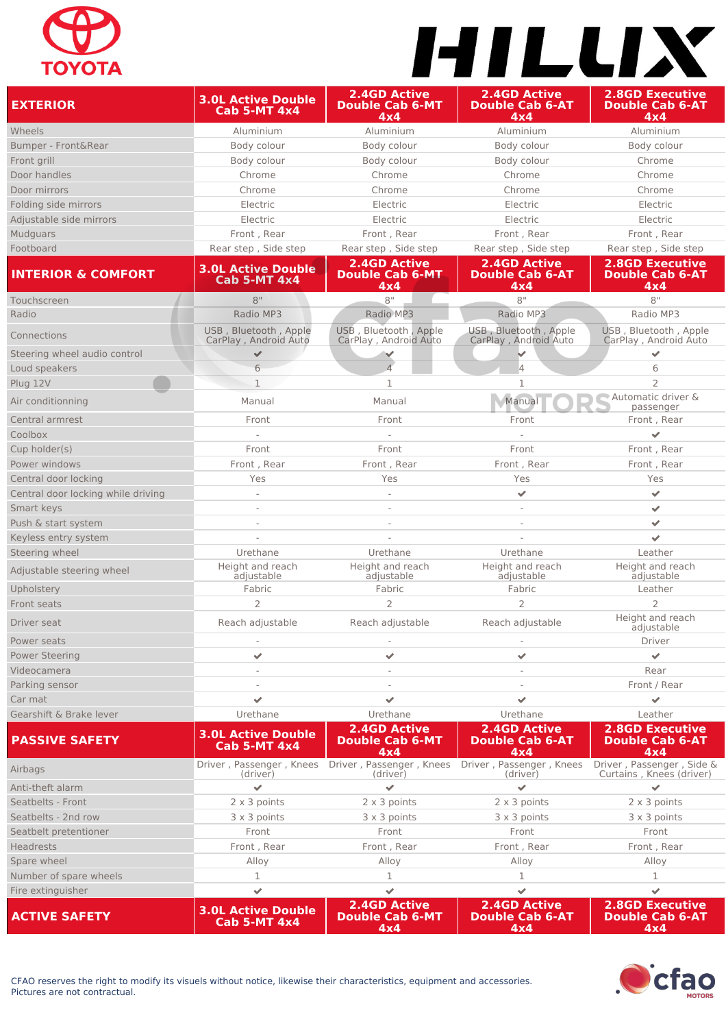# TOYOTA HILUX

| EXTERIOR | 3.0L Active Double Cab 5-MT 4x4 | 2.4GD Active Double Cab 6-MT 4x4 | 2.4GD Active Double Cab 6-AT 4x4 | 2.8GD Executive Double Cab 6-AT 4x4 |
|---|---|---|---|---|
| Wheels | Aluminium | Aluminium | Aluminium | Aluminium |
| Bumper - Front&Rear | Body colour | Body colour | Body colour | Body colour |
| Front grill | Body colour | Body colour | Body colour | Chrome |
| Door handles | Chrome | Chrome | Chrome | Chrome |
| Door mirrors | Chrome | Chrome | Chrome | Chrome |
| Folding side mirrors | Electric | Electric | Electric | Electric |
| Adjustable side mirrors | Electric | Electric | Electric | Electric |
| Mudguars | Front , Rear | Front , Rear | Front , Rear | Front , Rear |
| Footboard | Rear step , Side step | Rear step , Side step | Rear step , Side step | Rear step , Side step |

| INTERIOR & COMFORT | 3.0L Active Double Cab 5-MT 4x4 | 2.4GD Active Double Cab 6-MT 4x4 | 2.4GD Active Double Cab 6-AT 4x4 | 2.8GD Executive Double Cab 6-AT 4x4 |
|---|---|---|---|---|
| Touchscreen | 8" | 8" | 8" | 8" |
| Radio | Radio MP3 | Radio MP3 | Radio MP3 | Radio MP3 |
| Connections | USB , Bluetooth , Apple CarPlay , Android Auto | USB , Bluetooth , Apple CarPlay , Android Auto | USB , Bluetooth , Apple CarPlay , Android Auto | USB , Bluetooth , Apple CarPlay , Android Auto |
| Steering wheel audio control | ✔ | ✔ | ✔ | ✔ |
| Loud speakers | 6 | 4 | 4 | 6 |
| Plug 12V | 1 | 1 | 1 | 2 |
| Air conditionning | Manual | Manual | Manual | Automatic driver & passenger |
| Central armrest | Front | Front | Front | Front , Rear |
| Coolbox | - | - | - | ✔ |
| Cup holder(s) | Front | Front | Front | Front , Rear |
| Power windows | Front , Rear | Front , Rear | Front , Rear | Front , Rear |
| Central door locking | Yes | Yes | Yes | Yes |
| Central door locking while driving | - | - | ✔ | ✔ |
| Smart keys | - | - | - | ✔ |
| Push & start system | - | - | - | ✔ |
| Keyless entry system | - | - | - | ✔ |
| Steering wheel | Urethane | Urethane | Urethane | Leather |
| Adjustable steering wheel | Height and reach adjustable | Height and reach adjustable | Height and reach adjustable | Height and reach adjustable |
| Upholstery | Fabric | Fabric | Fabric | Leather |
| Front seats | 2 | 2 | 2 | 2 |
| Driver seat | Reach adjustable | Reach adjustable | Reach adjustable | Height and reach adjustable |
| Power seats | - | - | - | Driver |
| Power Steering | ✔ | ✔ | ✔ | ✔ |
| Videocamera | - | - | - | Rear |
| Parking sensor | - | - | - | Front / Rear |
| Car mat | ✔ | ✔ | ✔ | ✔ |
| Gearshift & Brake lever | Urethane | Urethane | Urethane | Leather |

| PASSIVE SAFETY | 3.0L Active Double Cab 5-MT 4x4 | 2.4GD Active Double Cab 6-MT 4x4 | 2.4GD Active Double Cab 6-AT 4x4 | 2.8GD Executive Double Cab 6-AT 4x4 |
|---|---|---|---|---|
| Airbags | Driver , Passenger , Knees (driver) | Driver , Passenger , Knees (driver) | Driver , Passenger , Knees (driver) | Driver , Passenger , Side & Curtains , Knees (driver) |
| Anti-theft alarm | ✔ | ✔ | ✔ | ✔ |
| Seatbelts - Front | 2 x 3 points | 2 x 3 points | 2 x 3 points | 2 x 3 points |
| Seatbelts - 2nd row | 3 x 3 points | 3 x 3 points | 3 x 3 points | 3 x 3 points |
| Seatbelt pretentioner | Front | Front | Front | Front |
| Headrests | Front , Rear | Front , Rear | Front , Rear | Front , Rear |
| Spare wheel | Alloy | Alloy | Alloy | Alloy |
| Number of spare wheels | 1 | 1 | 1 | 1 |
| Fire extinguisher | ✔ | ✔ | ✔ | ✔ |

| ACTIVE SAFETY | 3.0L Active Double Cab 5-MT 4x4 | 2.4GD Active Double Cab 6-MT 4x4 | 2.4GD Active Double Cab 6-AT 4x4 | 2.8GD Executive Double Cab 6-AT 4x4 |
|---|---|---|---|---|

CFAO reserves the right to modify its visuals without notice, likewise their characteristics, equipment and accessories.
Pictures are not contractual.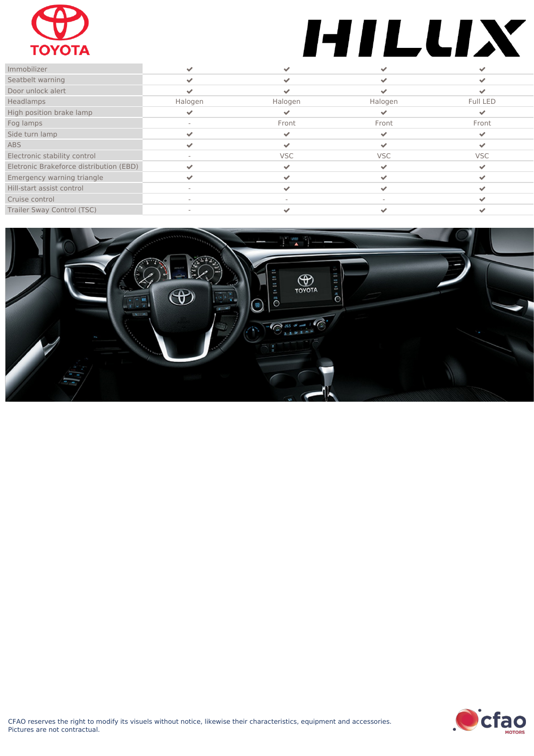| | | | | |
|---|---|---|---|---|
| Immobilizer | ✔ | ✔ | ✔ | ✔ |
| Seatbelt warning | ✔ | ✔ | ✔ | ✔ |
| Door unlock alert | ✔ | ✔ | ✔ | ✔ |
| Headlamps | Halogen | Halogen | Halogen | Full LED |
| High position brake lamp | ✔ | ✔ | ✔ | ✔ |
| Fog lamps | - | Front | Front | Front |
| Side turn lamp | ✔ | ✔ | ✔ | ✔ |
| ABS | ✔ | ✔ | ✔ | ✔ |
| Electronic stability control | - | VSC | VSC | VSC |
| Eletronic Brakeforce distribution (EBD) | ✔ | ✔ | ✔ | ✔ |
| Emergency warning triangle | ✔ | ✔ | ✔ | ✔ |
| Hill-start assist control | - | ✔ | ✔ | ✔ |
| Cruise control | - | - | - | ✔ |
| Trailer Sway Control (TSC) | - | ✔ | ✔ | ✔ |

CFAO reserves the right to modify its visuals without notice, likewise their characteristics, equipment and accessories.
Pictures are not contractual.